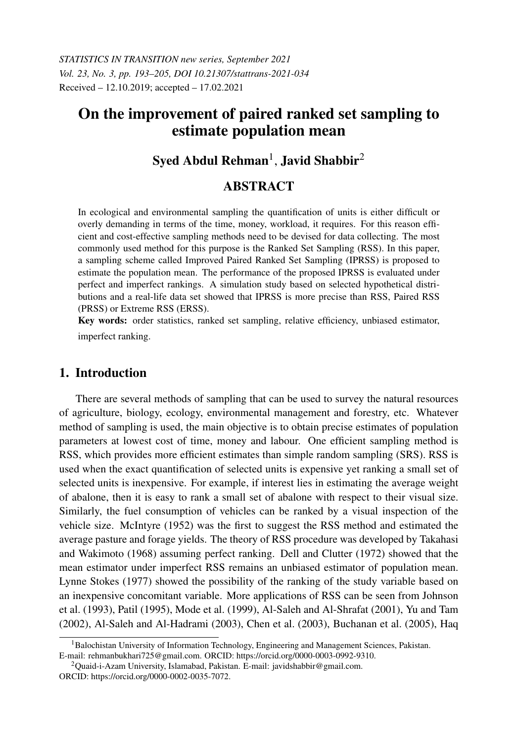# On the improvement of paired ranked set sampling to estimate population mean

**Syed Abdul Rehman**[1], **Javid Shabbir**[2]

## ABSTRACT

In ecological and environmental sampling the quantification of units is either difficult or overly demanding in terms of the time, money, workload, it requires. For this reason efficient and cost-effective sampling methods need to be devised for data collecting. The most commonly used method for this purpose is the Ranked Set Sampling (RSS). In this paper, a sampling scheme called Improved Paired Ranked Set Sampling (IPRSS) is proposed to estimate the population mean. The performance of the proposed IPRSS is evaluated under perfect and imperfect rankings. A simulation study based on selected hypothetical distributions and a real-life data set showed that IPRSS is more precise than RSS, Paired RSS (PRSS) or Extreme RSS (ERSS).

**Key words:** order statistics, ranked set sampling, relative efficiency, unbiased estimator, imperfect ranking.

## 1. Introduction

There are several methods of sampling that can be used to survey the natural resources of agriculture, biology, ecology, environmental management and forestry, etc. Whatever method of sampling is used, the main objective is to obtain precise estimates of population parameters at lowest cost of time, money and labour. One efficient sampling method is RSS, which provides more efficient estimates than simple random sampling (SRS). RSS is used when the exact quantification of selected units is expensive yet ranking a small set of selected units is inexpensive. For example, if interest lies in estimating the average weight of abalone, then it is easy to rank a small set of abalone with respect to their visual size. Similarly, the fuel consumption of vehicles can be ranked by a visual inspection of the vehicle size. McIntyre (1952) was the first to suggest the RSS method and estimated the average pasture and forage yields. The theory of RSS procedure was developed by Takahasi and Wakimoto (1968) assuming perfect ranking. Dell and Clutter (1972) showed that the mean estimator under imperfect RSS remains an unbiased estimator of population mean. Lynne Stokes (1977) showed the possibility of the ranking of the study variable based on an inexpensive concomitant variable. More applications of RSS can be seen from Johnson et al. (1993), Patil (1995), Mode et al. (1999), Al-Saleh and Al-Shrafat (2001), Yu and Tam (2002), Al-Saleh and Al-Hadrami (2003), Chen et al. (2003), Buchanan et al. (2005), Haq

---

[1]Balochistan University of Information Technology, Engineering and Management Sciences, Pakistan. E-mail: rehmanbukhari725@gmail.com. ORCID: https://orcid.org/0000-0003-0992-9310.

[2]Quaid-i-Azam University, Islamabad, Pakistan. E-mail: javidshabbir@gmail.com. ORCID: https://orcid.org/0000-0002-0035-7072.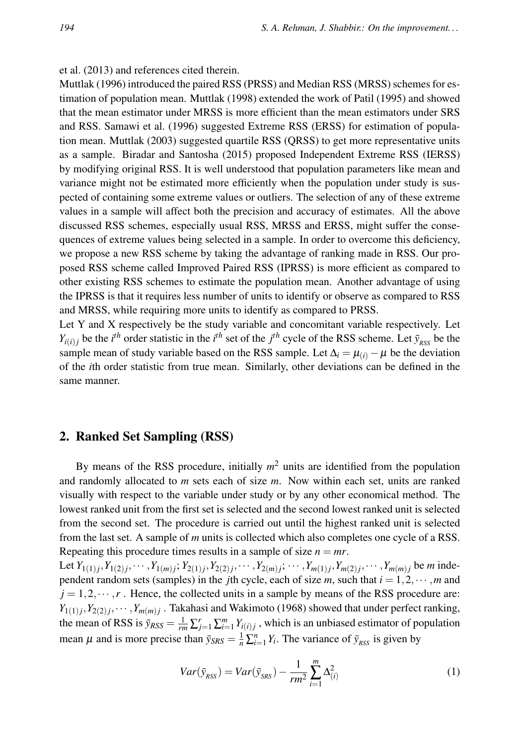et al. (2013) and references cited therein.

Muttlak (1996) introduced the paired RSS (PRSS) and Median RSS (MRSS) schemes for estimation of population mean. Muttlak (1998) extended the work of Patil (1995) and showed that the mean estimator under MRSS is more efficient than the mean estimators under SRS and RSS. Samawi et al. (1996) suggested Extreme RSS (ERSS) for estimation of population mean. Muttlak (2003) suggested quartile RSS (QRSS) to get more representative units as a sample. Biradar and Santosha (2015) proposed Independent Extreme RSS (IERSS) by modifying original RSS. It is well understood that population parameters like mean and variance might not be estimated more efficiently when the population under study is suspected of containing some extreme values or outliers. The selection of any of these extreme values in a sample will affect both the precision and accuracy of estimates. All the above discussed RSS schemes, especially usual RSS, MRSS and ERSS, might suffer the consequences of extreme values being selected in a sample. In order to overcome this deficiency, we propose a new RSS scheme by taking the advantage of ranking made in RSS. Our proposed RSS scheme called Improved Paired RSS (IPRSS) is more efficient as compared to other existing RSS schemes to estimate the population mean. Another advantage of using the IPRSS is that it requires less number of units to identify or observe as compared to RSS and MRSS, while requiring more units to identify as compared to PRSS.

Let Y and X respectively be the study variable and concomitant variable respectively. Let $Y_{i(i)j}$ be the $i^{th}$ order statistic in the $i^{th}$ set of the $j^{th}$ cycle of the RSS scheme. Let $\bar{y}_{_{RSS}}$ be the sample mean of study variable based on the RSS sample. Let $\Delta_i = \mu_{(i)} - \mu$ be the deviation of the $i$th order statistic from true mean. Similarly, other deviations can be defined in the same manner.

## 2. Ranked Set Sampling (RSS)

By means of the RSS procedure, initially $m^2$ units are identified from the population and randomly allocated to $m$ sets each of size $m$. Now within each set, units are ranked visually with respect to the variable under study or by any other economical method. The lowest ranked unit from the first set is selected and the second lowest ranked unit is selected from the second set. The procedure is carried out until the highest ranked unit is selected from the last set. A sample of $m$ units is collected which also completes one cycle of a RSS. Repeating this procedure times results in a sample of size $n = mr$.

Let $Y_{1(1)j}, Y_{1(2)j}, \cdots, Y_{1(m)j}; Y_{2(1)j}, Y_{2(2)j}, \cdots, Y_{2(m)j}; \cdots, Y_{m(1)j}, Y_{m(2)j}, \cdots, Y_{m(m)j}$ be $m$ independent random sets (samples) in the $j$th cycle, each of size $m$, such that $i = 1, 2, \cdots, m$ and $j = 1, 2, \cdots, r$ . Hence, the collected units in a sample by means of the RSS procedure are: $Y_{1(1)j}, Y_{2(2)j}, \cdots, Y_{m(m)j}$ . Takahasi and Wakimoto (1968) showed that under perfect ranking, the mean of RSS is $\bar{y}_{RSS} = \frac{1}{rm}\sum_{j=1}^{r}\sum_{i=1}^{m} Y_{i(i)j}$ , which is an unbiased estimator of population mean $\mu$ and is more precise than $\bar{y}_{SRS} = \frac{1}{n}\sum_{i=1}^{n} Y_i$. The variance of $\bar{y}_{_{RSS}}$ is given by

$$Var(\bar{y}_{_{RSS}}) = Var(\bar{y}_{_{SRS}}) - \frac{1}{rm^2}\sum_{i=1}^{m}\Delta_{(i)}^2 \tag{1}$$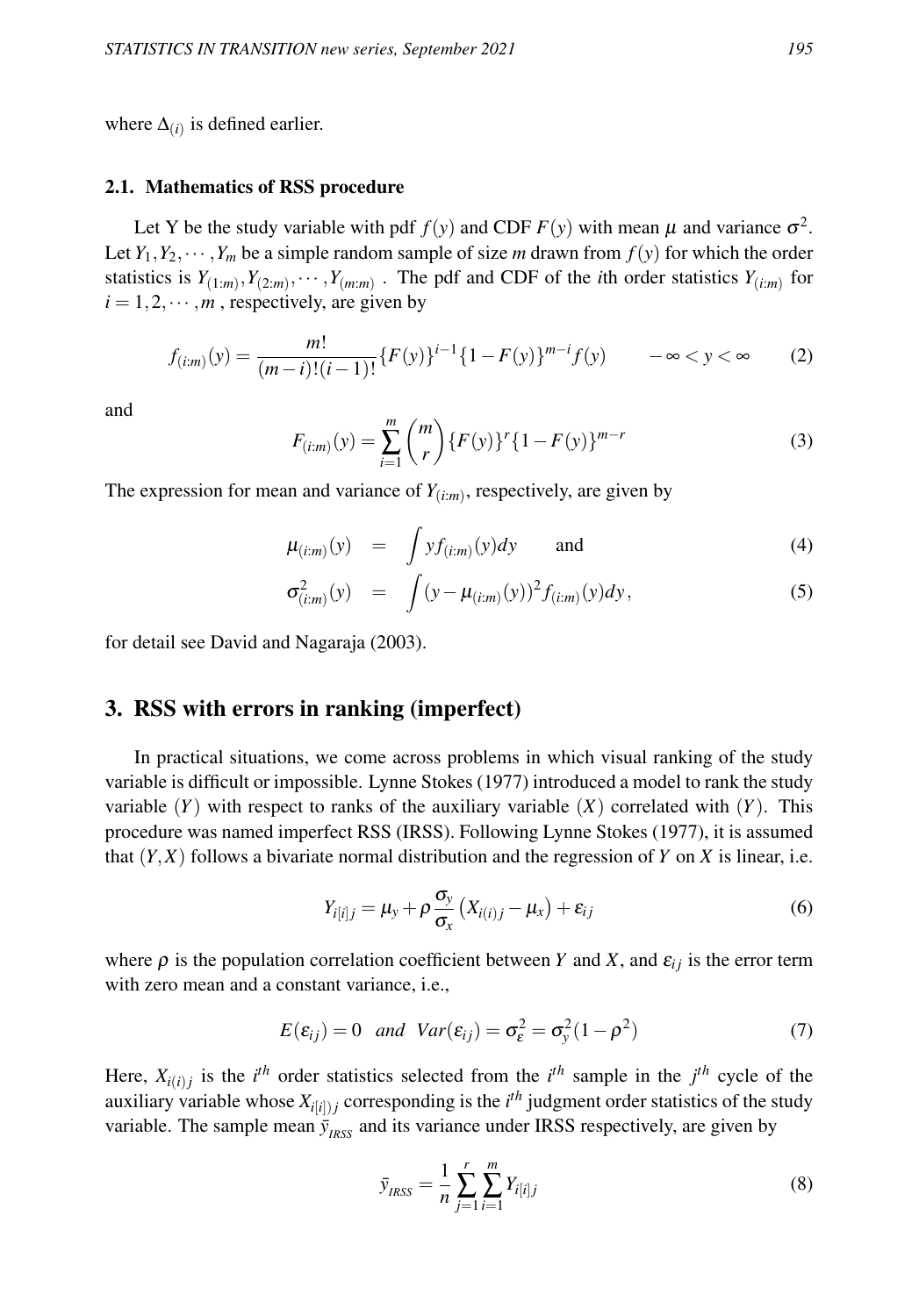where $\Delta_{(i)}$ is defined earlier.

### 2.1. Mathematics of RSS procedure

Let Y be the study variable with pdf $f(y)$ and CDF $F(y)$ with mean $\mu$ and variance $\sigma^2$. Let $Y_1, Y_2, \cdots, Y_m$ be a simple random sample of size $m$ drawn from $f(y)$ for which the order statistics is $Y_{(1:m)}, Y_{(2:m)}, \cdots, Y_{(m:m)}$ . The pdf and CDF of the $i$th order statistics $Y_{(i:m)}$ for $i = 1, 2, \cdots, m$ , respectively, are given by

$$f_{(i:m)}(y) = \frac{m!}{(m-i)!(i-1)!}\{F(y)\}^{i-1}\{1-F(y)\}^{m-i}f(y) \qquad -\infty < y < \infty \tag{2}$$

and

$$F_{(i:m)}(y) = \sum_{i=1}^{m}\binom{m}{r}\{F(y)\}^{r}\{1-F(y)\}^{m-r} \tag{3}$$

The expression for mean and variance of $Y_{(i:m)}$, respectively, are given by

$$\mu_{(i:m)}(y) = \int y f_{(i:m)}(y)dy \qquad \text{and} \tag{4}$$

$$\sigma^2_{(i:m)}(y) = \int (y-\mu_{(i:m)}(y))^2 f_{(i:m)}(y)dy, \tag{5}$$

for detail see David and Nagaraja (2003).

## 3. RSS with errors in ranking (imperfect)

In practical situations, we come across problems in which visual ranking of the study variable is difficult or impossible. Lynne Stokes (1977) introduced a model to rank the study variable $(Y)$ with respect to ranks of the auxiliary variable $(X)$ correlated with $(Y)$. This procedure was named imperfect RSS (IRSS). Following Lynne Stokes (1977), it is assumed that $(Y,X)$ follows a bivariate normal distribution and the regression of $Y$ on $X$ is linear, i.e.

$$Y_{i[i]j} = \mu_y + \rho\frac{\sigma_y}{\sigma_x}\left(X_{i(i)j} - \mu_x\right) + \varepsilon_{ij} \tag{6}$$

where $\rho$ is the population correlation coefficient between $Y$ and $X$, and $\varepsilon_{ij}$ is the error term with zero mean and a constant variance, i.e.,

$$E(\varepsilon_{ij}) = 0 \quad \textit{and} \quad Var(\varepsilon_{ij}) = \sigma^2_{\varepsilon} = \sigma^2_y(1-\rho^2) \tag{7}$$

Here, $X_{i(i)j}$ is the $i^{th}$ order statistics selected from the $i^{th}$ sample in the $j^{th}$ cycle of the auxiliary variable whose $X_{i[i])j}$ corresponding is the $i^{th}$ judgment order statistics of the study variable. The sample mean $\bar{y}_{_{IRSS}}$ and its variance under IRSS respectively, are given by

$$\bar{y}_{_{IRSS}} = \frac{1}{n}\sum_{j=1}^{r}\sum_{i=1}^{m} Y_{i[i]j} \tag{8}$$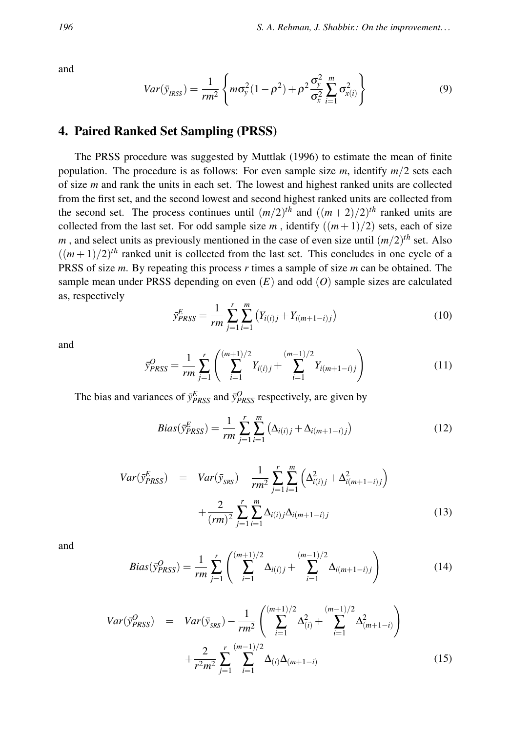and

$$Var(\bar{y}_{_{IRSS}}) = \frac{1}{rm^2}\left\{m\sigma_y^2(1-\rho^2) + \rho^2\frac{\sigma_y^2}{\sigma_x^2}\sum_{i=1}^{m}\sigma_{x(i)}^2\right\} \tag{9}$$

## 4. Paired Ranked Set Sampling (PRSS)

The PRSS procedure was suggested by Muttlak (1996) to estimate the mean of finite population. The procedure is as follows: For even sample size $m$, identify $m/2$ sets each of size $m$ and rank the units in each set. The lowest and highest ranked units are collected from the first set, and the second lowest and second highest ranked units are collected from the second set. The process continues until $(m/2)^{th}$ and $((m+2)/2)^{th}$ ranked units are collected from the last set. For odd sample size $m$ , identify $((m+1)/2)$ sets, each of size $m$ , and select units as previously mentioned in the case of even size until $(m/2)^{th}$ set. Also $((m+1)/2)^{th}$ ranked unit is collected from the last set. This concludes in one cycle of a PRSS of size $m$. By repeating this process $r$ times a sample of size $m$ can be obtained. The sample mean under PRSS depending on even $(E)$ and odd $(O)$ sample sizes are calculated as, respectively

$$\bar{y}_{PRSS}^{E} = \frac{1}{rm}\sum_{j=1}^{r}\sum_{i=1}^{m}\left(Y_{i(i)j} + Y_{i(m+1-i)j}\right) \tag{10}$$

and

$$\bar{y}_{PRSS}^{O} = \frac{1}{rm}\sum_{j=1}^{r}\left(\sum_{i=1}^{(m+1)/2}Y_{i(i)j} + \sum_{i=1}^{(m-1)/2}Y_{i(m+1-i)j}\right) \tag{11}$$

The bias and variances of $\bar{y}_{PRSS}^{E}$ and $\bar{y}_{PRSS}^{O}$ respectively, are given by

$$Bias(\bar{y}_{PRSS}^{E}) = \frac{1}{rm}\sum_{j=1}^{r}\sum_{i=1}^{m}\left(\Delta_{i(i)j} + \Delta_{i(m+1-i)j}\right) \tag{12}$$

$$\begin{aligned} Var(\bar{y}_{PRSS}^{E}) \quad = \quad & Var(\bar{y}_{_{SRS}}) - \frac{1}{rm^2}\sum_{j=1}^{r}\sum_{i=1}^{m}\left(\Delta_{i(i)j}^2 + \Delta_{i(m+1-i)j}^2\right) \\ & + \frac{2}{(rm)^2}\sum_{j=1}^{r}\sum_{i=1}^{m}\Delta_{i(i)j}\Delta_{i(m+1-i)j} \end{aligned} \tag{13}$$

and

$$Bias(\bar{y}_{PRSS}^{O}) = \frac{1}{rm}\sum_{j=1}^{r}\left(\sum_{i=1}^{(m+1)/2}\Delta_{i(i)j} + \sum_{i=1}^{(m-1)/2}\Delta_{i(m+1-i)j}\right) \tag{14}$$

$$\begin{aligned} Var(\bar{y}_{PRSS}^{O}) \quad = \quad & Var(\bar{y}_{_{SRS}}) - \frac{1}{rm^2}\left(\sum_{i=1}^{(m+1)/2}\Delta_{(i)}^2 + \sum_{i=1}^{(m-1)/2}\Delta_{(m+1-i)}^2\right) \\ & + \frac{2}{r^2m^2}\sum_{j=1}^{r}\sum_{i=1}^{(m-1)/2}\Delta_{(i)}\Delta_{(m+1-i)} \end{aligned} \tag{15}$$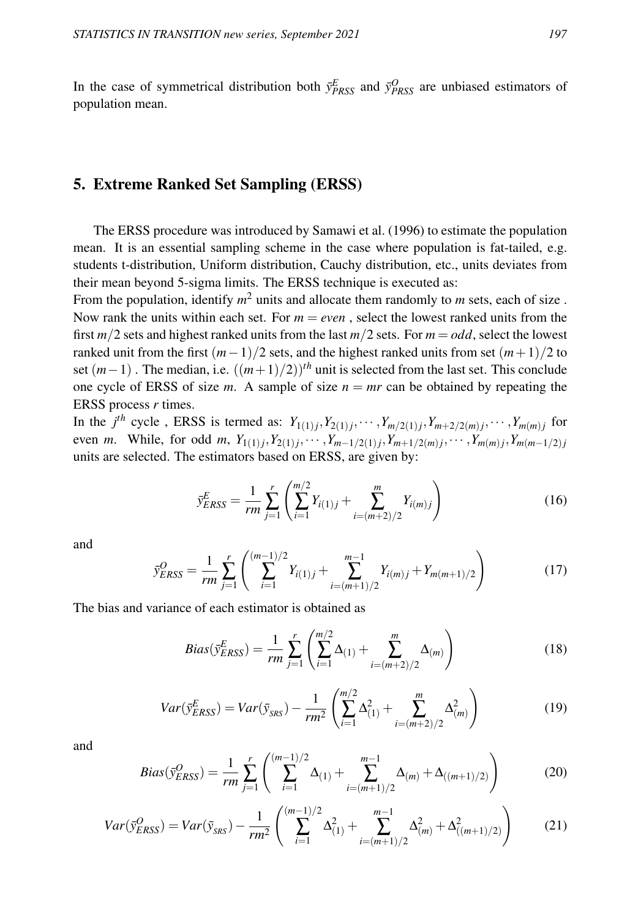In the case of symmetrical distribution both $\bar{y}^{E}_{PRSS}$ and $\bar{y}^{O}_{PRSS}$ are unbiased estimators of population mean.

## 5. Extreme Ranked Set Sampling (ERSS)

The ERSS procedure was introduced by Samawi et al. (1996) to estimate the population mean. It is an essential sampling scheme in the case where population is fat-tailed, e.g. students t-distribution, Uniform distribution, Cauchy distribution, etc., units deviates from their mean beyond 5-sigma limits. The ERSS technique is executed as:
From the population, identify $m^2$ units and allocate them randomly to $m$ sets, each of size . Now rank the units within each set. For $m = even$ , select the lowest ranked units from the first $m/2$ sets and highest ranked units from the last $m/2$ sets. For $m = odd$, select the lowest ranked unit from the first $(m-1)/2$ sets, and the highest ranked units from set $(m+1)/2$ to set $(m-1)$ . The median, i.e. $((m+1)/2))^{th}$ unit is selected from the last set. This conclude one cycle of ERSS of size $m$. A sample of size $n = mr$ can be obtained by repeating the ERSS process $r$ times.
In the $j^{th}$ cycle , ERSS is termed as: $Y_{1(1)j}, Y_{2(1)j}, \cdots, Y_{m/2(1)j}, Y_{m+2/2(m)j}, \cdots, Y_{m(m)j}$ for even $m$. While, for odd $m$, $Y_{1(1)j}, Y_{2(1)j}, \cdots, Y_{m-1/2(1)j}, Y_{m+1/2(m)j}, \cdots, Y_{m(m)j}, Y_{m(m-1/2)j}$ units are selected. The estimators based on ERSS, are given by:

$$\bar{y}^{E}_{ERSS} = \frac{1}{rm}\sum_{j=1}^{r}\left(\sum_{i=1}^{m/2} Y_{i(1)j} + \sum_{i=(m+2)/2}^{m} Y_{i(m)j}\right) \tag{16}$$

and

$$\bar{y}^{O}_{ERSS} = \frac{1}{rm}\sum_{j=1}^{r}\left(\sum_{i=1}^{(m-1)/2} Y_{i(1)j} + \sum_{i=(m+1)/2}^{m-1} Y_{i(m)j} + Y_{m(m+1)/2}\right) \tag{17}$$

The bias and variance of each estimator is obtained as

$$Bias(\bar{y}^{E}_{ERSS}) = \frac{1}{rm}\sum_{j=1}^{r}\left(\sum_{i=1}^{m/2} \Delta_{(1)} + \sum_{i=(m+2)/2}^{m} \Delta_{(m)}\right) \tag{18}$$

$$Var(\bar{y}^{E}_{ERSS}) = Var(\bar{y}_{SRS}) - \frac{1}{rm^2}\left(\sum_{i=1}^{m/2} \Delta^2_{(1)} + \sum_{i=(m+2)/2}^{m} \Delta^2_{(m)}\right) \tag{19}$$

and

$$Bias(\bar{y}^{O}_{ERSS}) = \frac{1}{rm}\sum_{j=1}^{r}\left(\sum_{i=1}^{(m-1)/2} \Delta_{(1)} + \sum_{i=(m+1)/2}^{m-1} \Delta_{(m)} + \Delta_{((m+1)/2)}\right) \tag{20}$$

$$Var(\bar{y}^{O}_{ERSS}) = Var(\bar{y}_{SRS}) - \frac{1}{rm^2}\left(\sum_{i=1}^{(m-1)/2} \Delta^2_{(1)} + \sum_{i=(m+1)/2}^{m-1} \Delta^2_{(m)} + \Delta^2_{((m+1)/2)}\right) \tag{21}$$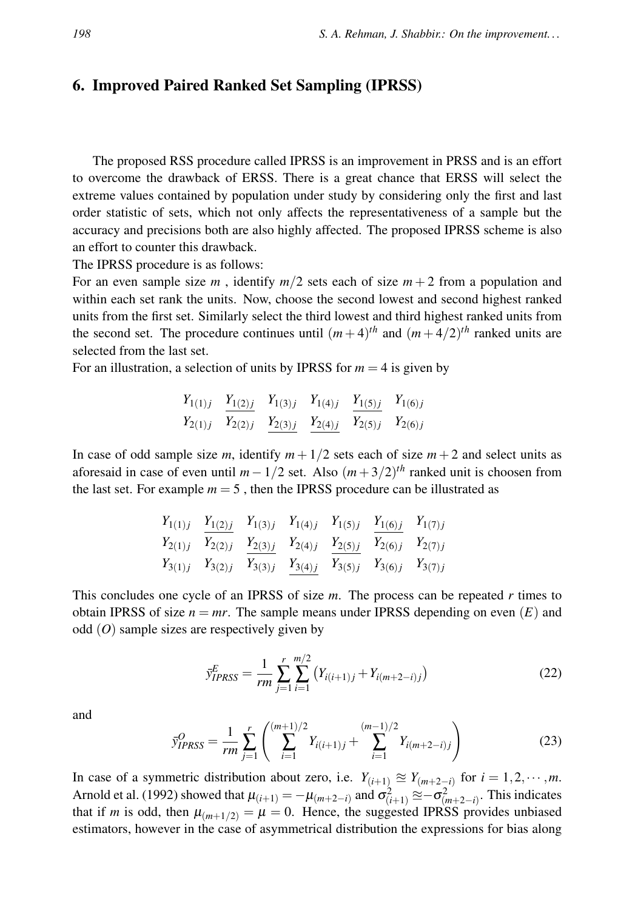## 6. Improved Paired Ranked Set Sampling (IPRSS)

The proposed RSS procedure called IPRSS is an improvement in PRSS and is an effort to overcome the drawback of ERSS. There is a great chance that ERSS will select the extreme values contained by population under study by considering only the first and last order statistic of sets, which not only affects the representativeness of a sample but the accuracy and precisions both are also highly affected. The proposed IPRSS scheme is also an effort to counter this drawback.

The IPRSS procedure is as follows:

For an even sample size $m$ , identify $m/2$ sets each of size $m+2$ from a population and within each set rank the units. Now, choose the second lowest and second highest ranked units from the first set. Similarly select the third lowest and third highest ranked units from the second set. The procedure continues until $(m+4)^{th}$ and $(m+4/2)^{th}$ ranked units are selected from the last set.

For an illustration, a selection of units by IPRSS for $m=4$ is given by

$$
\begin{array}{cccccc}
Y_{1(1)j} & \underline{Y_{1(2)j}} & Y_{1(3)j} & Y_{1(4)j} & \underline{Y_{1(5)j}} & Y_{1(6)j} \\
Y_{2(1)j} & Y_{2(2)j} & \underline{Y_{2(3)j}} & \underline{Y_{2(4)j}} & Y_{2(5)j} & Y_{2(6)j}
\end{array}
$$

In case of odd sample size $m$, identify $m+1/2$ sets each of size $m+2$ and select units as aforesaid in case of even until $m-1/2$ set. Also $(m+3/2)^{th}$ ranked unit is choosen from the last set. For example $m=5$ , then the IPRSS procedure can be illustrated as

$$
\begin{array}{ccccccc}
Y_{1(1)j} & \underline{Y_{1(2)j}} & Y_{1(3)j} & Y_{1(4)j} & Y_{1(5)j} & \underline{Y_{1(6)j}} & Y_{1(7)j} \\
Y_{2(1)j} & Y_{2(2)j} & \underline{Y_{2(3)j}} & Y_{2(4)j} & \underline{Y_{2(5)j}} & Y_{2(6)j} & Y_{2(7)j} \\
Y_{3(1)j} & Y_{3(2)j} & Y_{3(3)j} & \underline{Y_{3(4)j}} & Y_{3(5)j} & Y_{3(6)j} & Y_{3(7)j}
\end{array}
$$

This concludes one cycle of an IPRSS of size $m$. The process can be repeated $r$ times to obtain IPRSS of size $n=mr$. The sample means under IPRSS depending on even $(E)$ and odd $(O)$ sample sizes are respectively given by

$$
\bar{y}^{E}_{IPRSS} = \frac{1}{rm}\sum_{j=1}^{r}\sum_{i=1}^{m/2}\left(Y_{i(i+1)j}+Y_{i(m+2-i)j}\right) \tag{22}
$$

and

$$
\bar{y}^{O}_{IPRSS} = \frac{1}{rm}\sum_{j=1}^{r}\left(\sum_{i=1}^{(m+1)/2}Y_{i(i+1)j}+\sum_{i=1}^{(m-1)/2}Y_{i(m+2-i)j}\right) \tag{23}
$$

In case of a symmetric distribution about zero, i.e. $Y_{(i+1)} \approxeq Y_{(m+2-i)}$ for $i=1,2,\cdots,m$. Arnold et al. (1992) showed that $\mu_{(i+1)} = -\mu_{(m+2-i)}$ and $\sigma^2_{(i+1)} \approxeq - \sigma^2_{(m+2-i)}$. This indicates that if $m$ is odd, then $\mu_{(m+1/2)} = \mu = 0$. Hence, the suggested IPRSS provides unbiased estimators, however in the case of asymmetrical distribution the expressions for bias along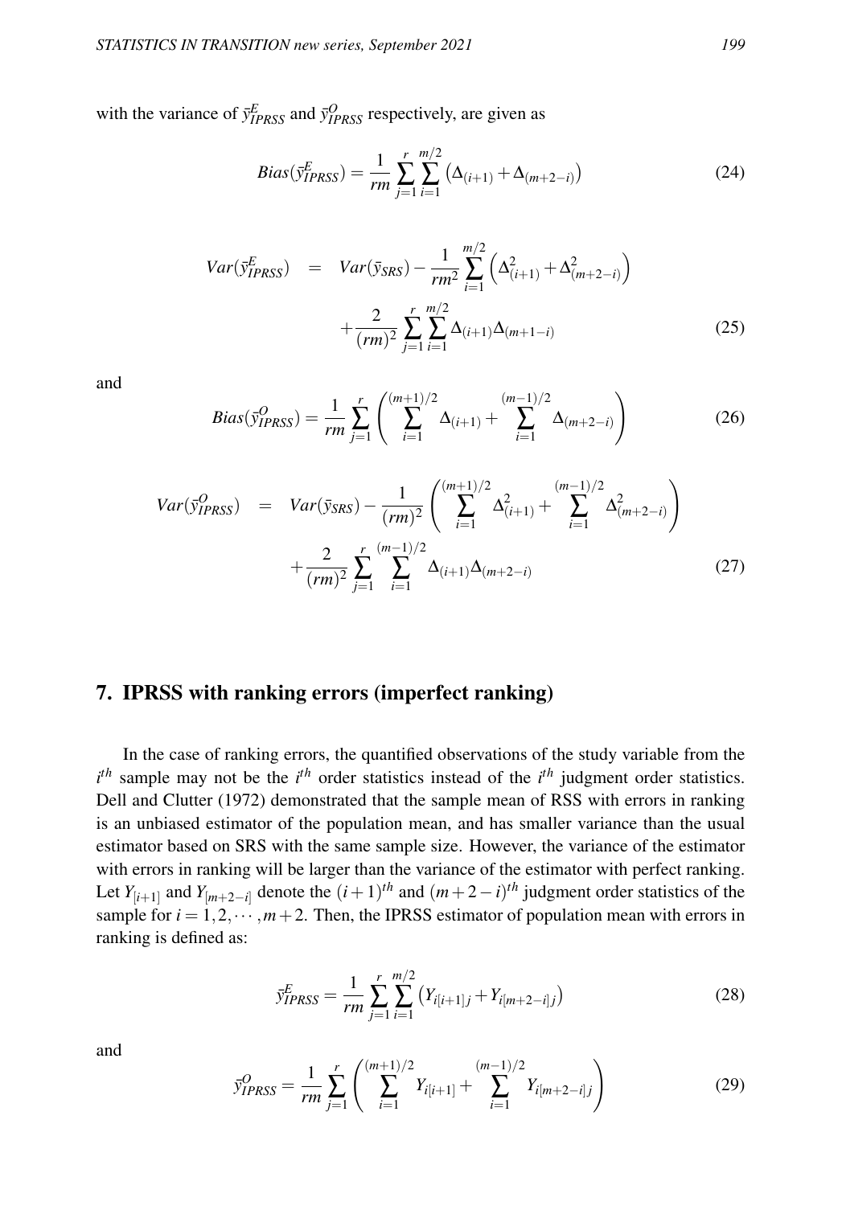with the variance of $\bar{y}^{E}_{IPRSS}$ and $\bar{y}^{O}_{IPRSS}$ respectively, are given as

$$Bias(\bar{y}^{E}_{IPRSS}) = \frac{1}{rm}\sum_{j=1}^{r}\sum_{i=1}^{m/2}\left(\Delta_{(i+1)} + \Delta_{(m+2-i)}\right) \tag{24}$$

$$\begin{aligned} Var(\bar{y}^{E}_{IPRSS}) &= Var(\bar{y}_{SRS}) - \frac{1}{rm^2}\sum_{i=1}^{m/2}\left(\Delta^2_{(i+1)} + \Delta^2_{(m+2-i)}\right) \\ &\quad + \frac{2}{(rm)^2}\sum_{j=1}^{r}\sum_{i=1}^{m/2}\Delta_{(i+1)}\Delta_{(m+1-i)} \end{aligned} \tag{25}$$

and

$$Bias(\bar{y}^{O}_{IPRSS}) = \frac{1}{rm}\sum_{j=1}^{r}\left(\sum_{i=1}^{(m+1)/2}\Delta_{(i+1)} + \sum_{i=1}^{(m-1)/2}\Delta_{(m+2-i)}\right) \tag{26}$$

$$\begin{aligned} Var(\bar{y}^{O}_{IPRSS}) &= Var(\bar{y}_{SRS}) - \frac{1}{(rm)^2}\left(\sum_{i=1}^{(m+1)/2}\Delta^2_{(i+1)} + \sum_{i=1}^{(m-1)/2}\Delta^2_{(m+2-i)}\right) \\ &\quad + \frac{2}{(rm)^2}\sum_{j=1}^{r}\sum_{i=1}^{(m-1)/2}\Delta_{(i+1)}\Delta_{(m+2-i)} \end{aligned} \tag{27}$$

## 7. IPRSS with ranking errors (imperfect ranking)

In the case of ranking errors, the quantified observations of the study variable from the $i^{th}$ sample may not be the $i^{th}$ order statistics instead of the $i^{th}$ judgment order statistics. Dell and Clutter (1972) demonstrated that the sample mean of RSS with errors in ranking is an unbiased estimator of the population mean, and has smaller variance than the usual estimator based on SRS with the same sample size. However, the variance of the estimator with errors in ranking will be larger than the variance of the estimator with perfect ranking. Let $Y_{[i+1]}$ and $Y_{[m+2-i]}$ denote the $(i+1)^{th}$ and $(m+2-i)^{th}$ judgment order statistics of the sample for $i = 1, 2, \cdots, m+2$. Then, the IPRSS estimator of population mean with errors in ranking is defined as:

$$\bar{y}^{E}_{IPRSS} = \frac{1}{rm}\sum_{j=1}^{r}\sum_{i=1}^{m/2}\left(Y_{i[i+1]j} + Y_{i[m+2-i]j}\right) \tag{28}$$

and

$$\bar{y}^{O}_{IPRSS} = \frac{1}{rm}\sum_{j=1}^{r}\left(\sum_{i=1}^{(m+1)/2}Y_{i[i+1]} + \sum_{i=1}^{(m-1)/2}Y_{i[m+2-i]j}\right) \tag{29}$$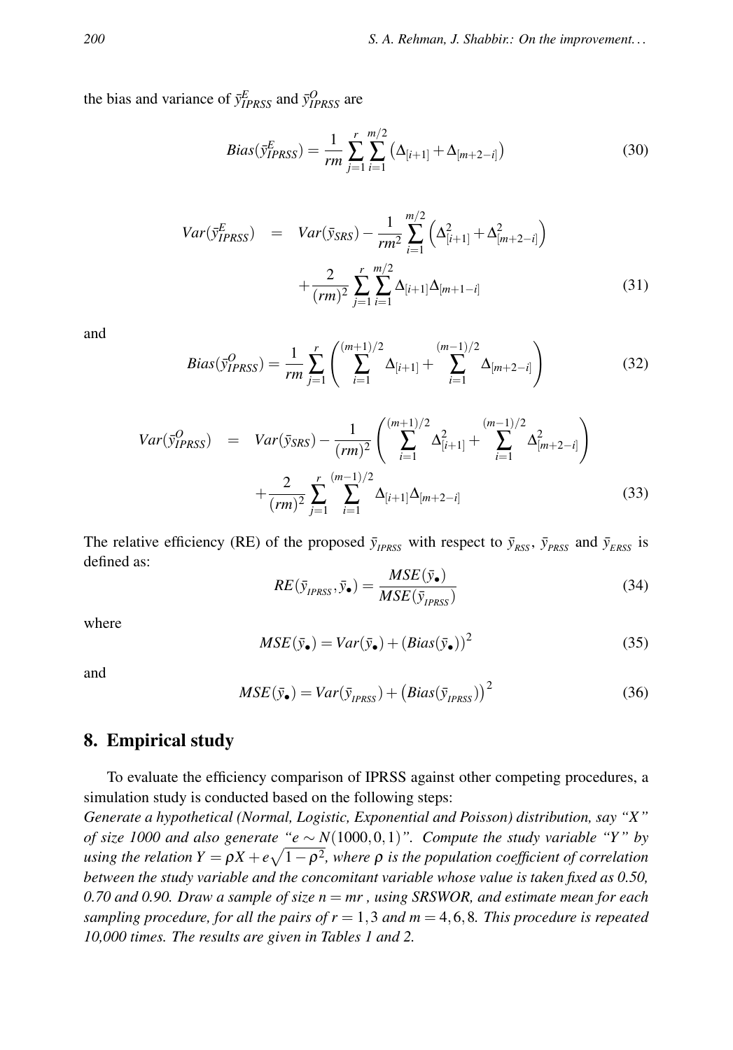the bias and variance of $\bar{y}^E_{IPRSS}$ and $\bar{y}^O_{IPRSS}$ are

$$Bias(\bar{y}^E_{IPRSS}) = \frac{1}{rm}\sum_{j=1}^{r}\sum_{i=1}^{m/2}\left(\Delta_{[i+1]} + \Delta_{[m+2-i]}\right) \tag{30}$$

$$\begin{aligned} Var(\bar{y}^E_{IPRSS}) &= Var(\bar{y}_{SRS}) - \frac{1}{rm^2}\sum_{i=1}^{m/2}\left(\Delta^2_{[i+1]} + \Delta^2_{[m+2-i]}\right) \\ &\quad + \frac{2}{(rm)^2}\sum_{j=1}^{r}\sum_{i=1}^{m/2}\Delta_{[i+1]}\Delta_{[m+1-i]} \end{aligned} \tag{31}$$

and

$$Bias(\bar{y}^O_{IPRSS}) = \frac{1}{rm}\sum_{j=1}^{r}\left(\sum_{i=1}^{(m+1)/2}\Delta_{[i+1]} + \sum_{i=1}^{(m-1)/2}\Delta_{[m+2-i]}\right) \tag{32}$$

$$\begin{aligned} Var(\bar{y}^O_{IPRSS}) &= Var(\bar{y}_{SRS}) - \frac{1}{(rm)^2}\left(\sum_{i=1}^{(m+1)/2}\Delta^2_{[i+1]} + \sum_{i=1}^{(m-1)/2}\Delta^2_{[m+2-i]}\right) \\ &\quad + \frac{2}{(rm)^2}\sum_{j=1}^{r}\sum_{i=1}^{(m-1)/2}\Delta_{[i+1]}\Delta_{[m+2-i]} \end{aligned} \tag{33}$$

The relative efficiency (RE) of the proposed $\bar{y}_{IPRSS}$ with respect to $\bar{y}_{RSS}$, $\bar{y}_{PRSS}$ and $\bar{y}_{ERSS}$ is defined as:

$$RE(\bar{y}_{IPRSS}, \bar{y}_{\bullet}) = \frac{MSE(\bar{y}_{\bullet})}{MSE(\bar{y}_{IPRSS})} \tag{34}$$

where

$$MSE(\bar{y}_{\bullet}) = Var(\bar{y}_{\bullet}) + \left(Bias(\bar{y}_{\bullet})\right)^2 \tag{35}$$

and

$$MSE(\bar{y}_{\bullet}) = Var(\bar{y}_{IPRSS}) + \left(Bias(\bar{y}_{IPRSS})\right)^2 \tag{36}$$

## 8. Empirical study

To evaluate the efficiency comparison of IPRSS against other competing procedures, a simulation study is conducted based on the following steps:

*Generate a hypothetical (Normal, Logistic, Exponential and Poisson) distribution, say "X" of size 1000 and also generate "$e \sim N(1000, 0, 1)$". Compute the study variable "Y" by using the relation $Y = \rho X + e\sqrt{1-\rho^2}$, where $\rho$ is the population coefficient of correlation between the study variable and the concomitant variable whose value is taken fixed as 0.50, 0.70 and 0.90. Draw a sample of size $n = mr$, using SRSWOR, and estimate mean for each sampling procedure, for all the pairs of $r = 1, 3$ and $m = 4, 6, 8$. This procedure is repeated 10,000 times. The results are given in Tables 1 and 2.*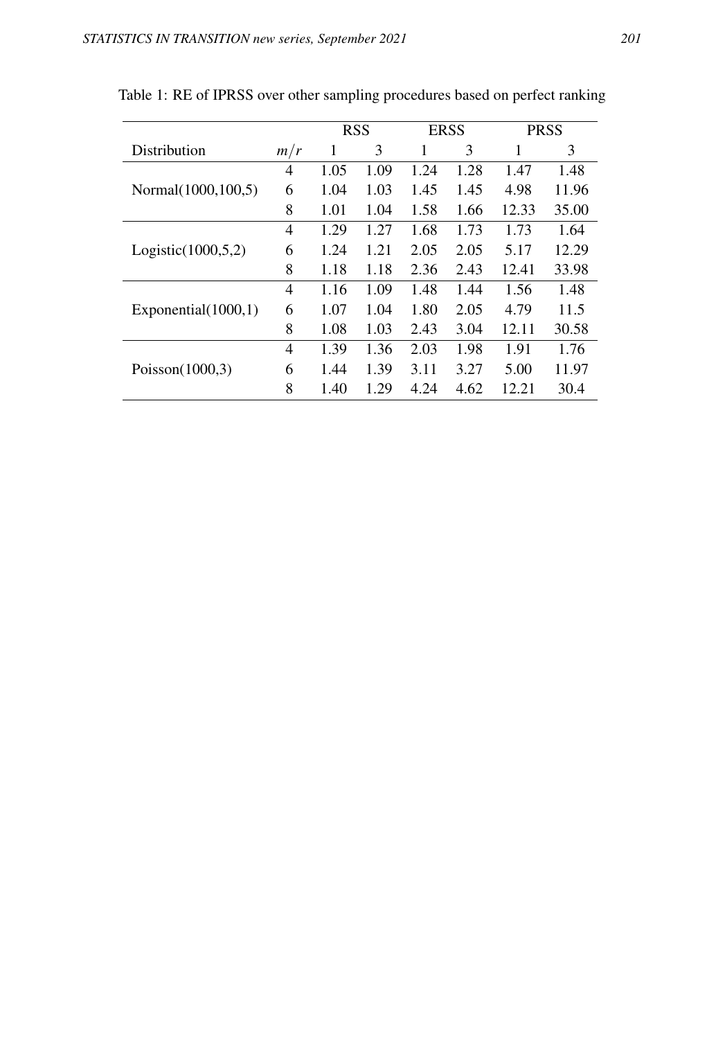Table 1: RE of IPRSS over other sampling procedures based on perfect ranking

| | | RSS | | ERSS | | PRSS | |
|---|---|---|---|---|---|---|---|
| Distribution | $m/r$ | 1 | 3 | 1 | 3 | 1 | 3 |
| Normal(1000,100,5) | 4 | 1.05 | 1.09 | 1.24 | 1.28 | 1.47 | 1.48 |
| | 6 | 1.04 | 1.03 | 1.45 | 1.45 | 4.98 | 11.96 |
| | 8 | 1.01 | 1.04 | 1.58 | 1.66 | 12.33 | 35.00 |
| Logistic(1000,5,2) | 4 | 1.29 | 1.27 | 1.68 | 1.73 | 1.73 | 1.64 |
| | 6 | 1.24 | 1.21 | 2.05 | 2.05 | 5.17 | 12.29 |
| | 8 | 1.18 | 1.18 | 2.36 | 2.43 | 12.41 | 33.98 |
| Exponential(1000,1) | 4 | 1.16 | 1.09 | 1.48 | 1.44 | 1.56 | 1.48 |
| | 6 | 1.07 | 1.04 | 1.80 | 2.05 | 4.79 | 11.5 |
| | 8 | 1.08 | 1.03 | 2.43 | 3.04 | 12.11 | 30.58 |
| Poisson(1000,3) | 4 | 1.39 | 1.36 | 2.03 | 1.98 | 1.91 | 1.76 |
| | 6 | 1.44 | 1.39 | 3.11 | 3.27 | 5.00 | 11.97 |
| | 8 | 1.40 | 1.29 | 4.24 | 4.62 | 12.21 | 30.4 |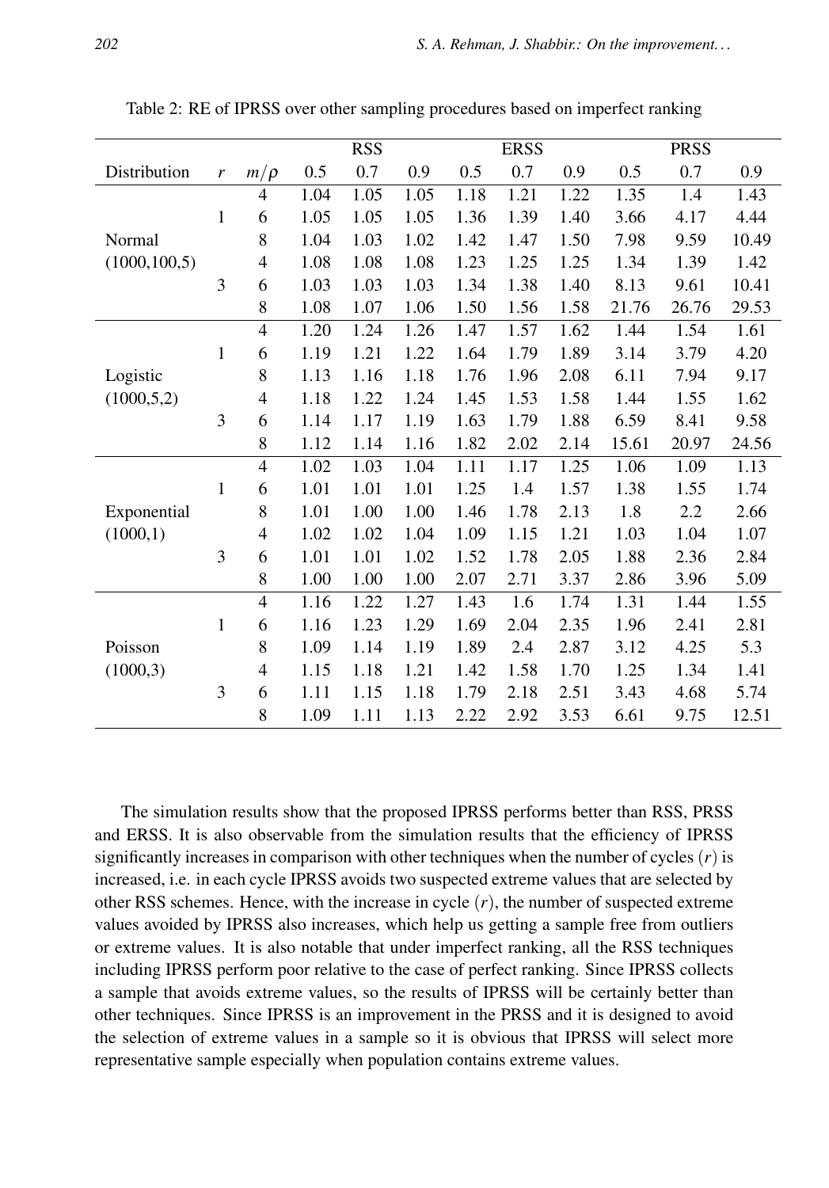Table 2: RE of IPRSS over other sampling procedures based on imperfect ranking

| | | | RSS | | | ERSS | | | PRSS | | |
|---|---|---|---|---|---|---|---|---|---|---|---|
| Distribution | $r$ | $m/\rho$ | 0.5 | 0.7 | 0.9 | 0.5 | 0.7 | 0.9 | 0.5 | 0.7 | 0.9 |
| Normal (1000,100,5) | 1 | 4 | 1.04 | 1.05 | 1.05 | 1.18 | 1.21 | 1.22 | 1.35 | 1.4 | 1.43 |
| | | 6 | 1.05 | 1.05 | 1.05 | 1.36 | 1.39 | 1.40 | 3.66 | 4.17 | 4.44 |
| | | 8 | 1.04 | 1.03 | 1.02 | 1.42 | 1.47 | 1.50 | 7.98 | 9.59 | 10.49 |
| | 3 | 4 | 1.08 | 1.08 | 1.08 | 1.23 | 1.25 | 1.25 | 1.34 | 1.39 | 1.42 |
| | | 6 | 1.03 | 1.03 | 1.03 | 1.34 | 1.38 | 1.40 | 8.13 | 9.61 | 10.41 |
| | | 8 | 1.08 | 1.07 | 1.06 | 1.50 | 1.56 | 1.58 | 21.76 | 26.76 | 29.53 |
| Logistic (1000,5,2) | 1 | 4 | 1.20 | 1.24 | 1.26 | 1.47 | 1.57 | 1.62 | 1.44 | 1.54 | 1.61 |
| | | 6 | 1.19 | 1.21 | 1.22 | 1.64 | 1.79 | 1.89 | 3.14 | 3.79 | 4.20 |
| | | 8 | 1.13 | 1.16 | 1.18 | 1.76 | 1.96 | 2.08 | 6.11 | 7.94 | 9.17 |
| | 3 | 4 | 1.18 | 1.22 | 1.24 | 1.45 | 1.53 | 1.58 | 1.44 | 1.55 | 1.62 |
| | | 6 | 1.14 | 1.17 | 1.19 | 1.63 | 1.79 | 1.88 | 6.59 | 8.41 | 9.58 |
| | | 8 | 1.12 | 1.14 | 1.16 | 1.82 | 2.02 | 2.14 | 15.61 | 20.97 | 24.56 |
| Exponential (1000,1) | 1 | 4 | 1.02 | 1.03 | 1.04 | 1.11 | 1.17 | 1.25 | 1.06 | 1.09 | 1.13 |
| | | 6 | 1.01 | 1.01 | 1.01 | 1.25 | 1.4 | 1.57 | 1.38 | 1.55 | 1.74 |
| | | 8 | 1.01 | 1.00 | 1.00 | 1.46 | 1.78 | 2.13 | 1.8 | 2.2 | 2.66 |
| | 3 | 4 | 1.02 | 1.02 | 1.04 | 1.09 | 1.15 | 1.21 | 1.03 | 1.04 | 1.07 |
| | | 6 | 1.01 | 1.01 | 1.02 | 1.52 | 1.78 | 2.05 | 1.88 | 2.36 | 2.84 |
| | | 8 | 1.00 | 1.00 | 1.00 | 2.07 | 2.71 | 3.37 | 2.86 | 3.96 | 5.09 |
| Poisson (1000,3) | 1 | 4 | 1.16 | 1.22 | 1.27 | 1.43 | 1.6 | 1.74 | 1.31 | 1.44 | 1.55 |
| | | 6 | 1.16 | 1.23 | 1.29 | 1.69 | 2.04 | 2.35 | 1.96 | 2.41 | 2.81 |
| | | 8 | 1.09 | 1.14 | 1.19 | 1.89 | 2.4 | 2.87 | 3.12 | 4.25 | 5.3 |
| | 3 | 4 | 1.15 | 1.18 | 1.21 | 1.42 | 1.58 | 1.70 | 1.25 | 1.34 | 1.41 |
| | | 6 | 1.11 | 1.15 | 1.18 | 1.79 | 2.18 | 2.51 | 3.43 | 4.68 | 5.74 |
| | | 8 | 1.09 | 1.11 | 1.13 | 2.22 | 2.92 | 3.53 | 6.61 | 9.75 | 12.51 |

The simulation results show that the proposed IPRSS performs better than RSS, PRSS and ERSS. It is also observable from the simulation results that the efficiency of IPRSS significantly increases in comparison with other techniques when the number of cycles $(r)$ is increased, i.e. in each cycle IPRSS avoids two suspected extreme values that are selected by other RSS schemes. Hence, with the increase in cycle $(r)$, the number of suspected extreme values avoided by IPRSS also increases, which help us getting a sample free from outliers or extreme values. It is also notable that under imperfect ranking, all the RSS techniques including IPRSS perform poor relative to the case of perfect ranking. Since IPRSS collects a sample that avoids extreme values, so the results of IPRSS will be certainly better than other techniques. Since IPRSS is an improvement in the PRSS and it is designed to avoid the selection of extreme values in a sample so it is obvious that IPRSS will select more representative sample especially when population contains extreme values.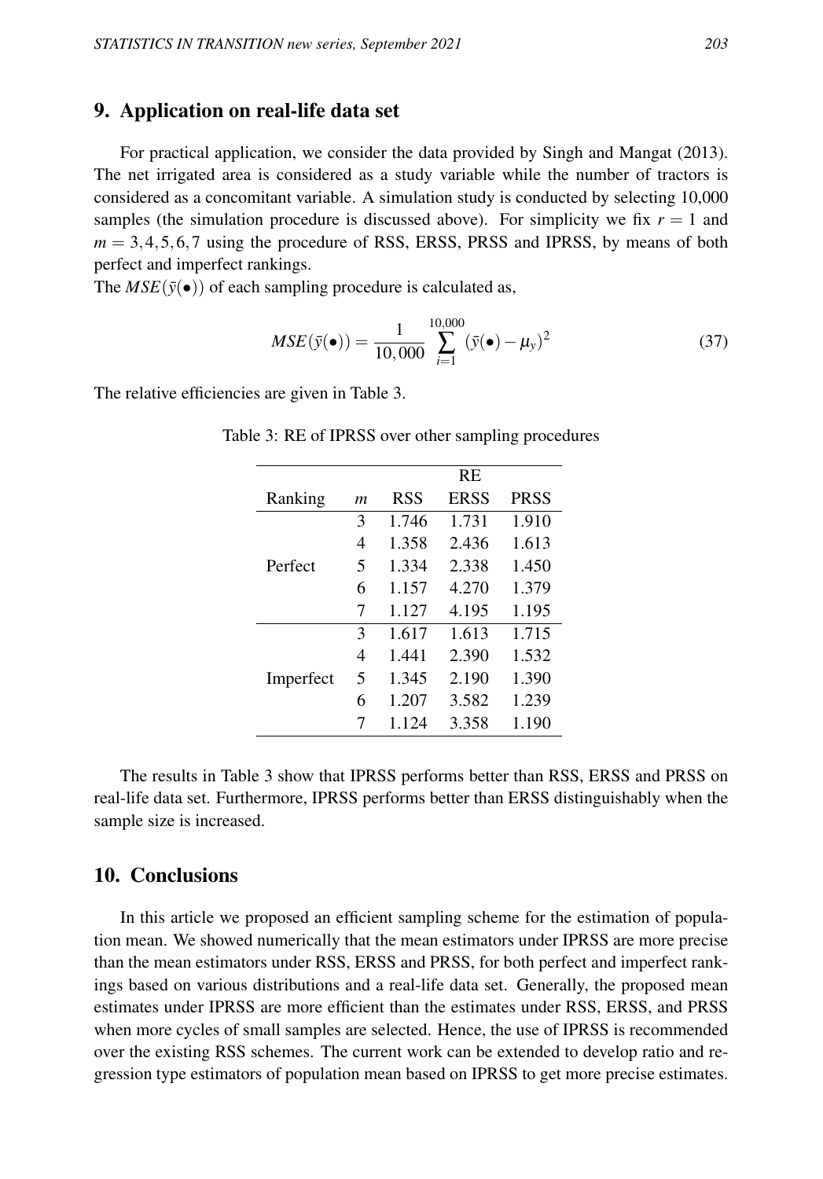## 9. Application on real-life data set

For practical application, we consider the data provided by Singh and Mangat (2013). The net irrigated area is considered as a study variable while the number of tractors is considered as a concomitant variable. A simulation study is conducted by selecting 10,000 samples (the simulation procedure is discussed above). For simplicity we fix $r = 1$ and $m = 3,4,5,6,7$ using the procedure of RSS, ERSS, PRSS and IPRSS, by means of both perfect and imperfect rankings.

The $MSE(\bar{y}(\bullet))$ of each sampling procedure is calculated as,

$$MSE(\bar{y}(\bullet)) = \frac{1}{10,000}\sum_{i=1}^{10,000}(\bar{y}(\bullet) - \mu_y)^2 \tag{37}$$

The relative efficiencies are given in Table 3.

Table 3: RE of IPRSS over other sampling procedures

| | | RE | | |
|---|---|---|---|---|
| Ranking | $m$ | RSS | ERSS | PRSS |
| Perfect | 3 | 1.746 | 1.731 | 1.910 |
| | 4 | 1.358 | 2.436 | 1.613 |
| | 5 | 1.334 | 2.338 | 1.450 |
| | 6 | 1.157 | 4.270 | 1.379 |
| | 7 | 1.127 | 4.195 | 1.195 |
| Imperfect | 3 | 1.617 | 1.613 | 1.715 |
| | 4 | 1.441 | 2.390 | 1.532 |
| | 5 | 1.345 | 2.190 | 1.390 |
| | 6 | 1.207 | 3.582 | 1.239 |
| | 7 | 1.124 | 3.358 | 1.190 |

The results in Table 3 show that IPRSS performs better than RSS, ERSS and PRSS on real-life data set. Furthermore, IPRSS performs better than ERSS distinguishably when the sample size is increased.

## 10. Conclusions

In this article we proposed an efficient sampling scheme for the estimation of population mean. We showed numerically that the mean estimators under IPRSS are more precise than the mean estimators under RSS, ERSS and PRSS, for both perfect and imperfect rankings based on various distributions and a real-life data set. Generally, the proposed mean estimates under IPRSS are more efficient than the estimates under RSS, ERSS, and PRSS when more cycles of small samples are selected. Hence, the use of IPRSS is recommended over the existing RSS schemes. The current work can be extended to develop ratio and regression type estimators of population mean based on IPRSS to get more precise estimates.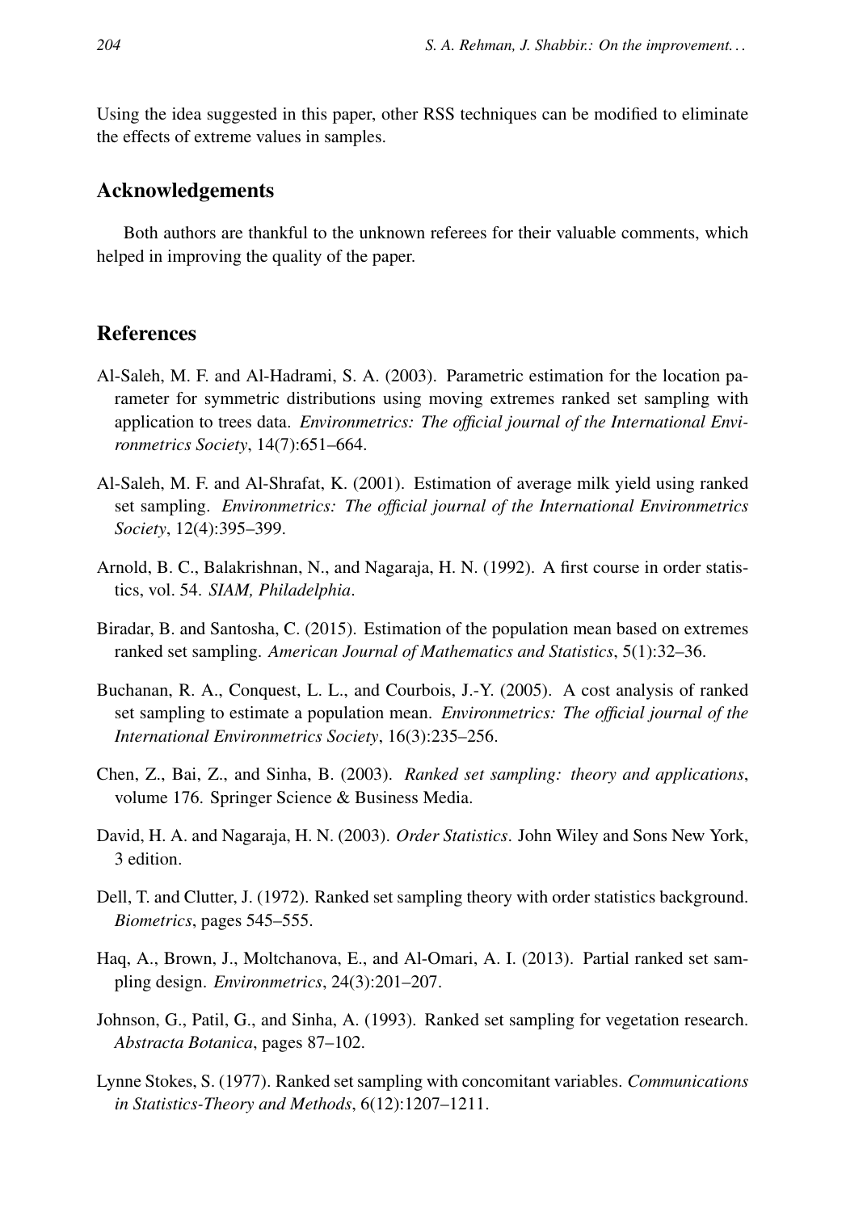Using the idea suggested in this paper, other RSS techniques can be modified to eliminate the effects of extreme values in samples.

## Acknowledgements

Both authors are thankful to the unknown referees for their valuable comments, which helped in improving the quality of the paper.

## References

Al-Saleh, M. F. and Al-Hadrami, S. A. (2003). Parametric estimation for the location parameter for symmetric distributions using moving extremes ranked set sampling with application to trees data. *Environmetrics: The official journal of the International Environmetrics Society*, 14(7):651–664.

Al-Saleh, M. F. and Al-Shrafat, K. (2001). Estimation of average milk yield using ranked set sampling. *Environmetrics: The official journal of the International Environmetrics Society*, 12(4):395–399.

Arnold, B. C., Balakrishnan, N., and Nagaraja, H. N. (1992). A first course in order statistics, vol. 54. *SIAM, Philadelphia*.

Biradar, B. and Santosha, C. (2015). Estimation of the population mean based on extremes ranked set sampling. *American Journal of Mathematics and Statistics*, 5(1):32–36.

Buchanan, R. A., Conquest, L. L., and Courbois, J.-Y. (2005). A cost analysis of ranked set sampling to estimate a population mean. *Environmetrics: The official journal of the International Environmetrics Society*, 16(3):235–256.

Chen, Z., Bai, Z., and Sinha, B. (2003). *Ranked set sampling: theory and applications*, volume 176. Springer Science & Business Media.

David, H. A. and Nagaraja, H. N. (2003). *Order Statistics*. John Wiley and Sons New York, 3 edition.

Dell, T. and Clutter, J. (1972). Ranked set sampling theory with order statistics background. *Biometrics*, pages 545–555.

Haq, A., Brown, J., Moltchanova, E., and Al-Omari, A. I. (2013). Partial ranked set sampling design. *Environmetrics*, 24(3):201–207.

Johnson, G., Patil, G., and Sinha, A. (1993). Ranked set sampling for vegetation research. *Abstracta Botanica*, pages 87–102.

Lynne Stokes, S. (1977). Ranked set sampling with concomitant variables. *Communications in Statistics-Theory and Methods*, 6(12):1207–1211.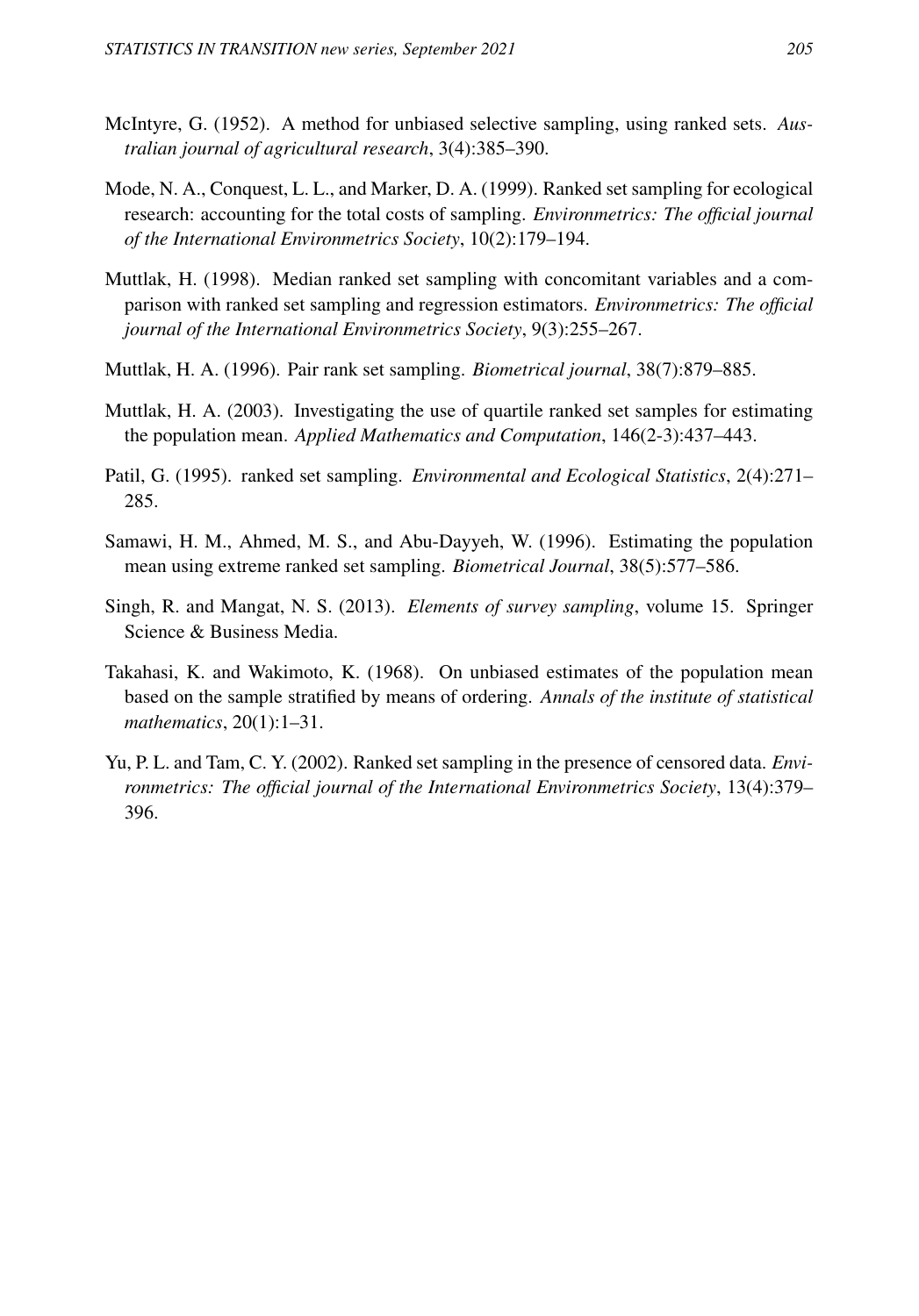McIntyre, G. (1952). A method for unbiased selective sampling, using ranked sets. *Australian journal of agricultural research*, 3(4):385–390.

Mode, N. A., Conquest, L. L., and Marker, D. A. (1999). Ranked set sampling for ecological research: accounting for the total costs of sampling. *Environmetrics: The official journal of the International Environmetrics Society*, 10(2):179–194.

Muttlak, H. (1998). Median ranked set sampling with concomitant variables and a comparison with ranked set sampling and regression estimators. *Environmetrics: The official journal of the International Environmetrics Society*, 9(3):255–267.

Muttlak, H. A. (1996). Pair rank set sampling. *Biometrical journal*, 38(7):879–885.

Muttlak, H. A. (2003). Investigating the use of quartile ranked set samples for estimating the population mean. *Applied Mathematics and Computation*, 146(2-3):437–443.

Patil, G. (1995). ranked set sampling. *Environmental and Ecological Statistics*, 2(4):271–285.

Samawi, H. M., Ahmed, M. S., and Abu-Dayyeh, W. (1996). Estimating the population mean using extreme ranked set sampling. *Biometrical Journal*, 38(5):577–586.

Singh, R. and Mangat, N. S. (2013). *Elements of survey sampling*, volume 15. Springer Science & Business Media.

Takahasi, K. and Wakimoto, K. (1968). On unbiased estimates of the population mean based on the sample stratified by means of ordering. *Annals of the institute of statistical mathematics*, 20(1):1–31.

Yu, P. L. and Tam, C. Y. (2002). Ranked set sampling in the presence of censored data. *Environmetrics: The official journal of the International Environmetrics Society*, 13(4):379–396.